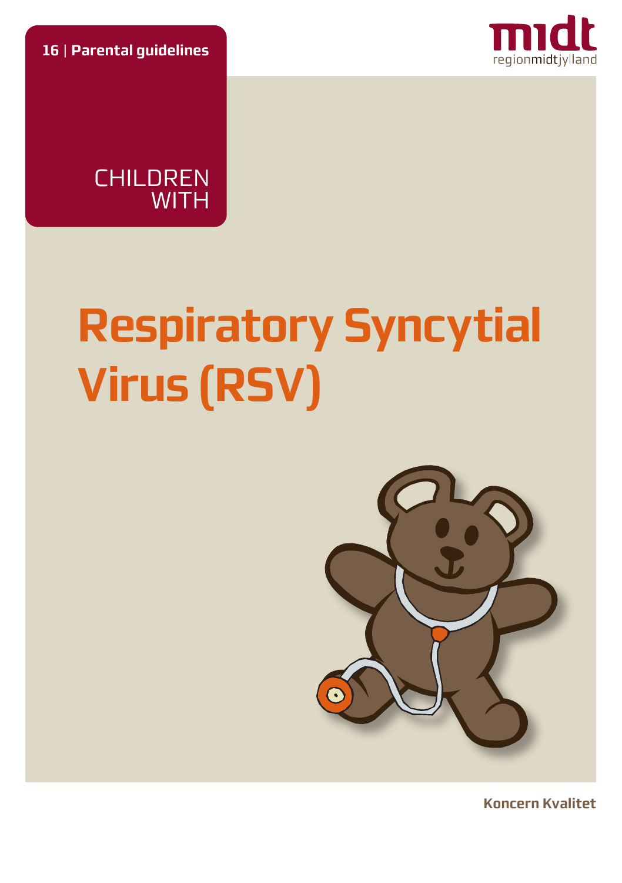16 | Parental guidelines

CHILDREN WITH

# Respiratory Syncytial Virus (RSV)

Koncern Kvalitet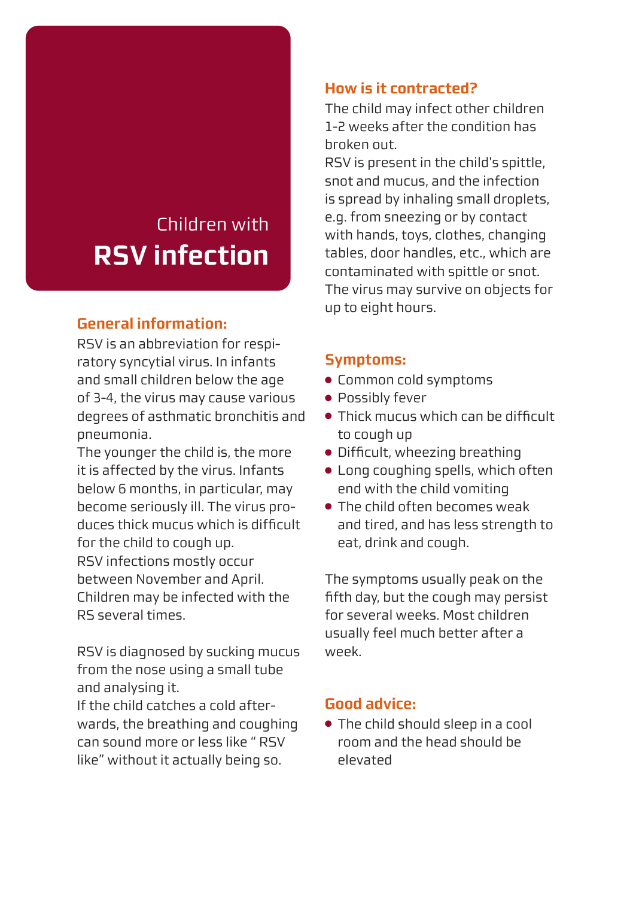# Children with **RSV infection**

## General information:

RSV is an abbreviation for respiratory syncytial virus. In infants and small children below the age of 3-4, the virus may cause various degrees of asthmatic bronchitis and pneumonia.
The younger the child is, the more it is affected by the virus. Infants below 6 months, in particular, may become seriously ill. The virus produces thick mucus which is difficult for the child to cough up.
RSV infections mostly occur between November and April. Children may be infected with the RS several times.

RSV is diagnosed by sucking mucus from the nose using a small tube and analysing it.
If the child catches a cold afterwards, the breathing and coughing can sound more or less like " RSV like" without it actually being so.

## How is it contracted?

The child may infect other children 1-2 weeks after the condition has broken out.
RSV is present in the child's spittle, snot and mucus, and the infection is spread by inhaling small droplets, e.g. from sneezing or by contact with hands, toys, clothes, changing tables, door handles, etc., which are contaminated with spittle or snot. The virus may survive on objects for up to eight hours.

## Symptoms:

- Common cold symptoms
- Possibly fever
- Thick mucus which can be difficult to cough up
- Difficult, wheezing breathing
- Long coughing spells, which often end with the child vomiting
- The child often becomes weak and tired, and has less strength to eat, drink and cough.

The symptoms usually peak on the fifth day, but the cough may persist for several weeks. Most children usually feel much better after a week.

## Good advice:

- The child should sleep in a cool room and the head should be elevated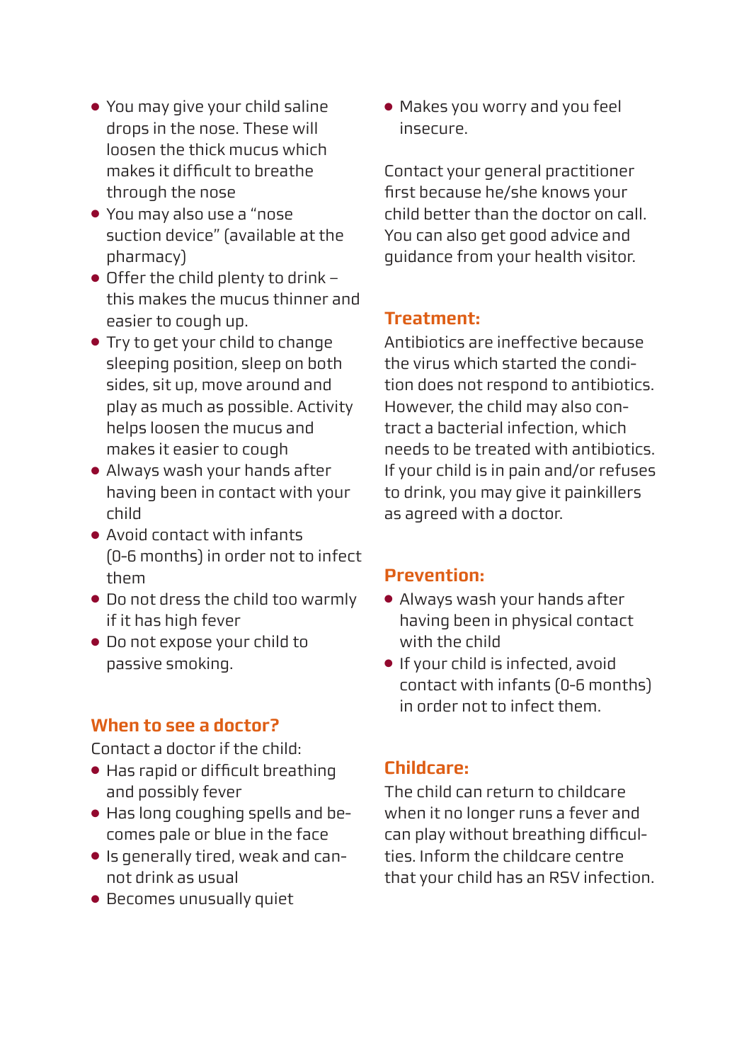- You may give your child saline drops in the nose. These will loosen the thick mucus which makes it difficult to breathe through the nose
- You may also use a "nose suction device" (available at the pharmacy)
- Offer the child plenty to drink – this makes the mucus thinner and easier to cough up.
- Try to get your child to change sleeping position, sleep on both sides, sit up, move around and play as much as possible. Activity helps loosen the mucus and makes it easier to cough
- Always wash your hands after having been in contact with your child
- Avoid contact with infants (0-6 months) in order not to infect them
- Do not dress the child too warmly if it has high fever
- Do not expose your child to passive smoking.

## When to see a doctor?

Contact a doctor if the child:

- Has rapid or difficult breathing and possibly fever
- Has long coughing spells and becomes pale or blue in the face
- Is generally tired, weak and cannot drink as usual
- Becomes unusually quiet
- Makes you worry and you feel insecure.

Contact your general practitioner first because he/she knows your child better than the doctor on call. You can also get good advice and guidance from your health visitor.

## Treatment:

Antibiotics are ineffective because the virus which started the condition does not respond to antibiotics. However, the child may also contract a bacterial infection, which needs to be treated with antibiotics. If your child is in pain and/or refuses to drink, you may give it painkillers as agreed with a doctor.

## Prevention:

- Always wash your hands after having been in physical contact with the child
- If your child is infected, avoid contact with infants (0-6 months) in order not to infect them.

## Childcare:

The child can return to childcare when it no longer runs a fever and can play without breathing difficulties. Inform the childcare centre that your child has an RSV infection.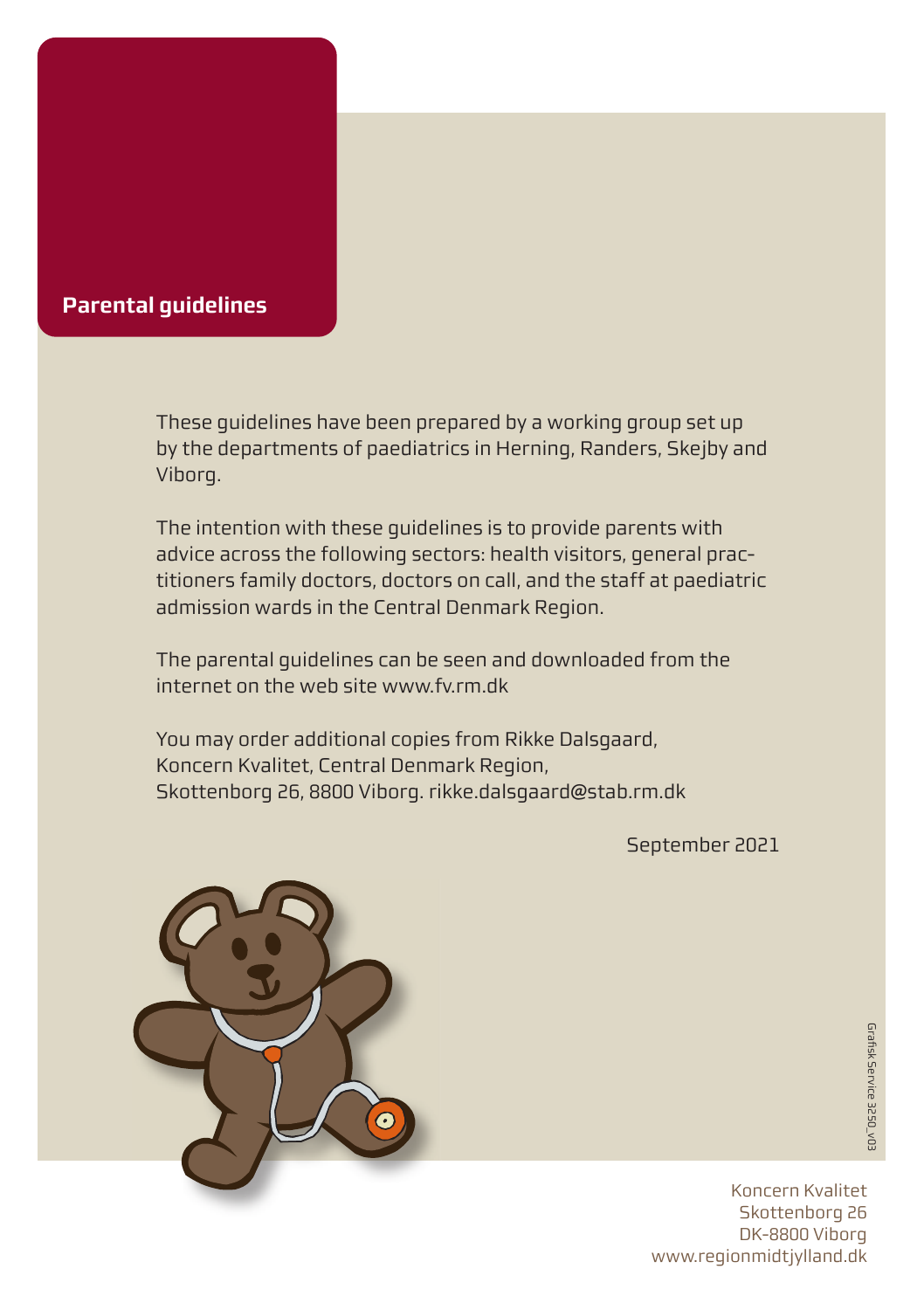## Parental guidelines

These guidelines have been prepared by a working group set up by the departments of paediatrics in Herning, Randers, Skejby and Viborg.

The intention with these guidelines is to provide parents with advice across the following sectors: health visitors, general practitioners family doctors, doctors on call, and the staff at paediatric admission wards in the Central Denmark Region.

The parental guidelines can be seen and downloaded from the internet on the web site www.fv.rm.dk

You may order additional copies from Rikke Dalsgaard,
Koncern Kvalitet, Central Denmark Region,
Skottenborg 26, 8800 Viborg. rikke.dalsgaard@stab.rm.dk

September 2021

Grafisk Service 3250_v03

Koncern Kvalitet
Skottenborg 26
DK-8800 Viborg
www.regionmidtjylland.dk